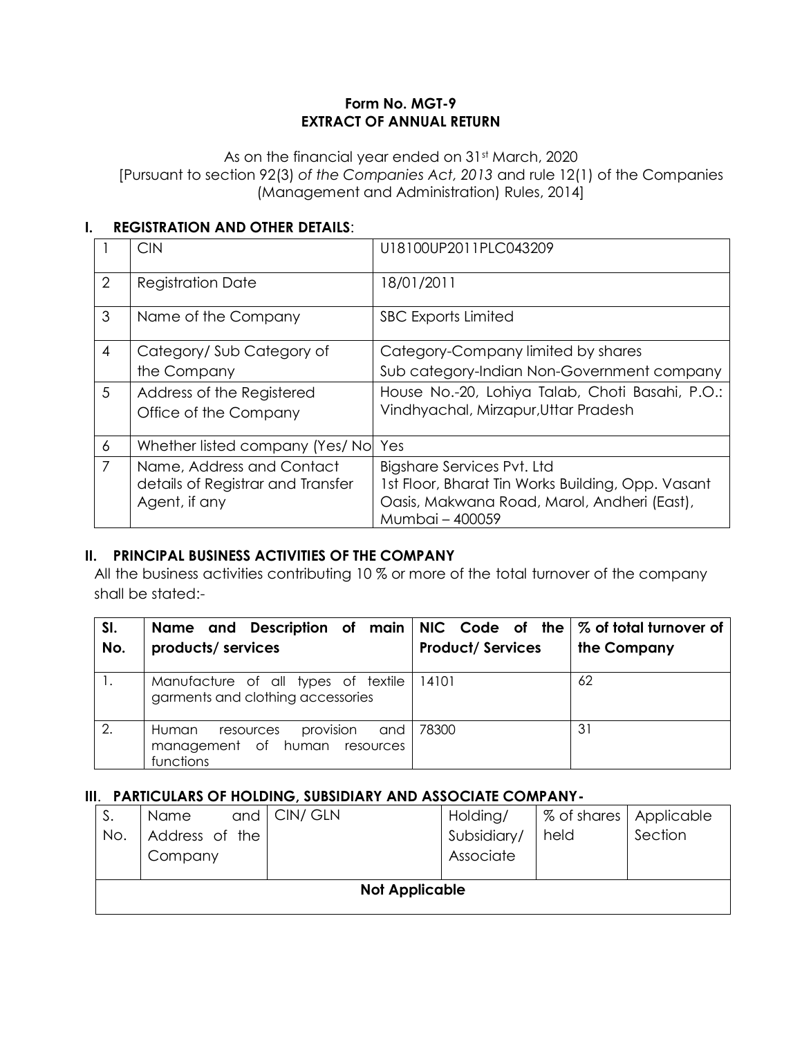**Form No. MGT-9**
**EXTRACT OF ANNUAL RETURN**

As on the financial year ended on 31st March, 2020
[Pursuant to section 92(3) *of the Companies Act, 2013* and rule 12(1) of the Companies (Management and Administration) Rules, 2014]

## I. REGISTRATION AND OTHER DETAILS:

| | | |
|---|---|---|
| 1 | CIN | U18100UP2011PLC043209 |
| 2 | Registration Date | 18/01/2011 |
| 3 | Name of the Company | SBC Exports Limited |
| 4 | Category/ Sub Category of the Company | Category-Company limited by shares<br>Sub category-Indian Non-Government company |
| 5 | Address of the Registered Office of the Company | House No.-20, Lohiya Talab, Choti Basahi, P.O.: Vindhyachal, Mirzapur,Uttar Pradesh |
| 6 | Whether listed company (Yes/ No) | Yes |
| 7 | Name, Address and Contact details of Registrar and Transfer Agent, if any | Bigshare Services Pvt. Ltd<br>1st Floor, Bharat Tin Works Building, Opp. Vasant Oasis, Makwana Road, Marol, Andheri (East), Mumbai – 400059 |

## II. PRINCIPAL BUSINESS ACTIVITIES OF THE COMPANY

All the business activities contributing 10 % or more of the total turnover of the company shall be stated:-

| Sl. No. | Name and Description of main products/ services | NIC Code of the Product/ Services | % of total turnover of the Company |
|---|---|---|---|
| 1. | Manufacture of all types of textile garments and clothing accessories | 14101 | 62 |
| 2. | Human resources provision and management of human resources functions | 78300 | 31 |

## III. PARTICULARS OF HOLDING, SUBSIDIARY AND ASSOCIATE COMPANY-

| S. No. | Name and Address of the Company | CIN/ GLN | Holding/ Subsidiary/ Associate | % of shares held | Applicable Section |
|---|---|---|---|---|---|
| **Not Applicable** | | | | | |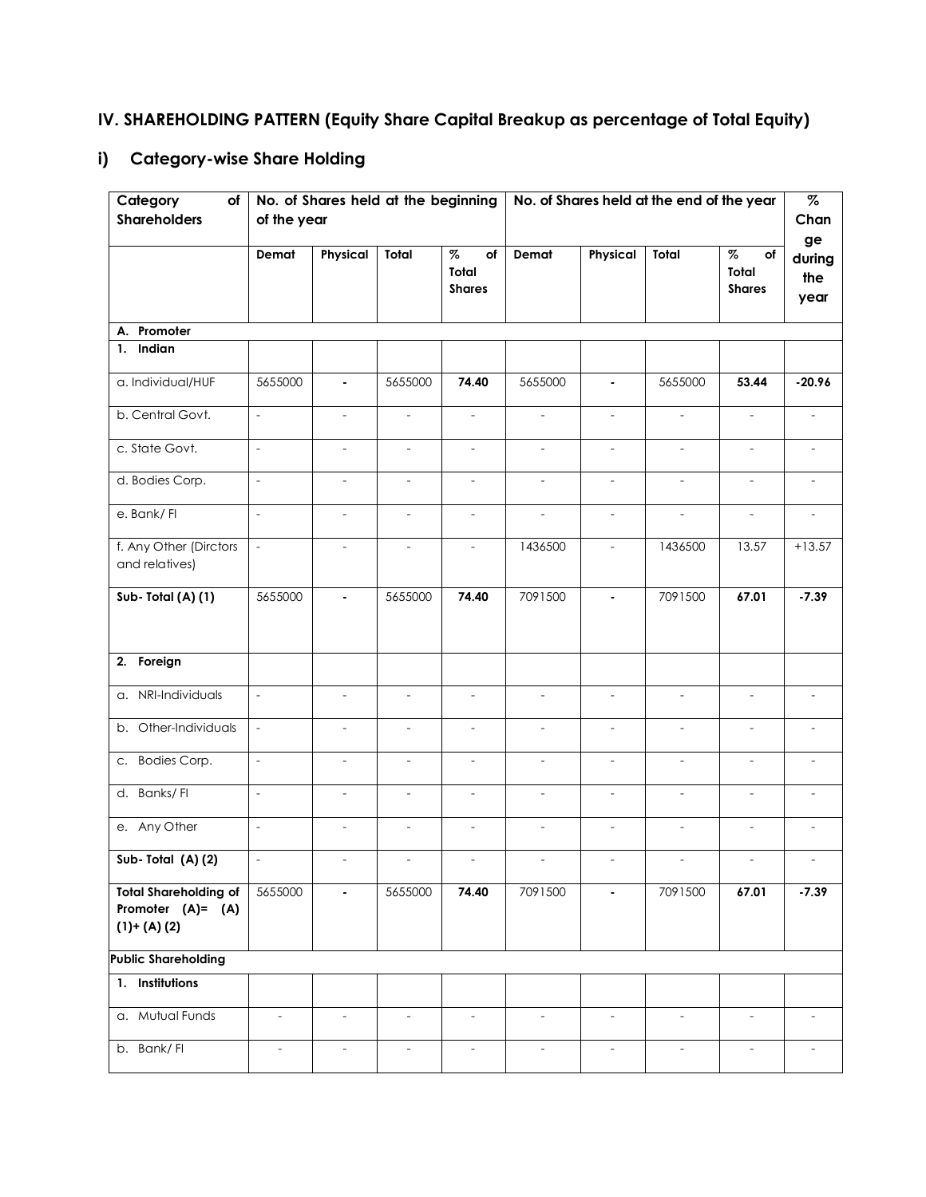## IV. SHAREHOLDING PATTERN (Equity Share Capital Breakup as percentage of Total Equity)

### i) Category-wise Share Holding

| Category of Shareholders | No. of Shares held at the beginning of the year | | | | No. of Shares held at the end of the year | | | | % Change during the year |
|---|---|---|---|---|---|---|---|---|---|
| | Demat | Physical | Total | % of Total Shares | Demat | Physical | Total | % of Total Shares | |
| **A. Promoter** | | | | | | | | | |
| **1. Indian** | | | | | | | | | |
| a. Individual/HUF | 5655000 | - | 5655000 | **74.40** | 5655000 | - | 5655000 | **53.44** | **-20.96** |
| b. Central Govt. | - | - | - | - | - | - | - | - | - |
| c. State Govt. | - | - | - | - | - | - | - | - | - |
| d. Bodies Corp. | - | - | - | - | - | - | - | - | - |
| e. Bank/ FI | - | - | - | - | - | - | - | - | - |
| f. Any Other (Dirctors and relatives) | - | - | - | - | 1436500 | - | 1436500 | 13.57 | +13.57 |
| **Sub- Total (A) (1)** | 5655000 | - | 5655000 | **74.40** | 7091500 | - | 7091500 | **67.01** | **-7.39** |
| **2. Foreign** | | | | | | | | | |
| a. NRI-Individuals | - | - | - | - | - | - | - | - | - |
| b. Other-Individuals | - | - | - | - | - | - | - | - | - |
| c. Bodies Corp. | - | - | - | - | - | - | - | - | - |
| d. Banks/ FI | - | - | - | - | - | - | - | - | - |
| e. Any Other | - | - | - | - | - | - | - | - | - |
| **Sub- Total (A) (2)** | - | - | - | - | - | - | - | - | - |
| **Total Shareholding of Promoter (A)= (A) (1)+ (A) (2)** | 5655000 | - | 5655000 | **74.40** | 7091500 | - | 7091500 | **67.01** | **-7.39** |
| **Public Shareholding** | | | | | | | | | |
| **1. Institutions** | | | | | | | | | |
| a. Mutual Funds | - | - | - | - | - | - | - | - | - |
| b. Bank/ FI | - | - | - | - | - | - | - | - | - |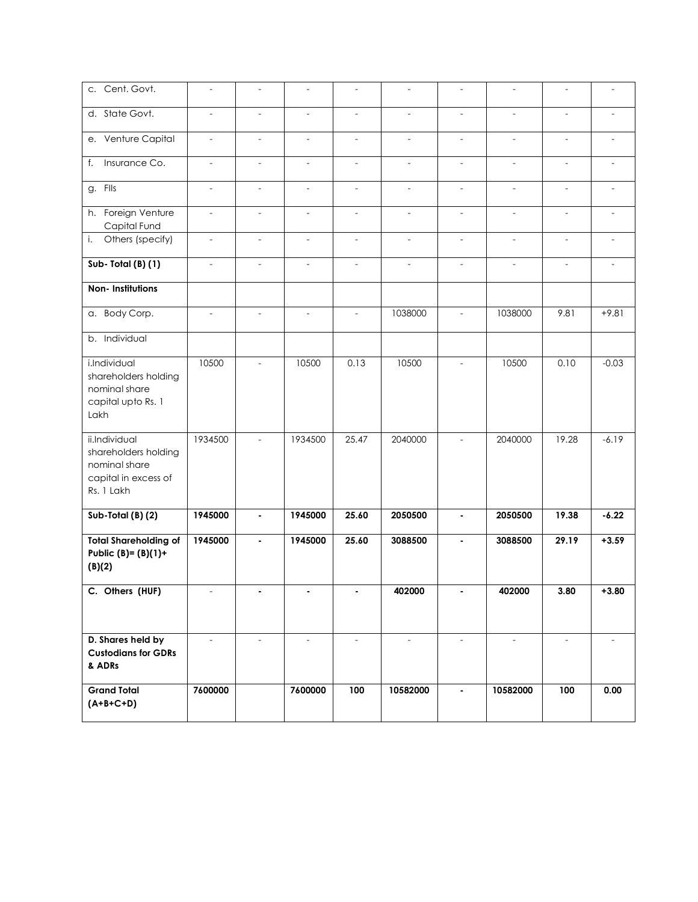| | | | | | | | | | |
|---|---|---|---|---|---|---|---|---|---|
| c. Cent. Govt. | - | - | - | - | - | - | - | - | - |
| d. State Govt. | - | - | - | - | - | - | - | - | - |
| e. Venture Capital | - | - | - | - | - | - | - | - | - |
| f. Insurance Co. | - | - | - | - | - | - | - | - | - |
| g. FIIs | - | - | - | - | - | - | - | - | - |
| h. Foreign Venture Capital Fund | - | - | - | - | - | - | - | - | - |
| i. Others (specify) | - | - | - | - | - | - | - | - | - |
| **Sub- Total (B) (1)** | - | - | - | - | - | - | - | - | - |
| **Non- Institutions** | | | | | | | | | |
| a. Body Corp. | - | - | - | - | 1038000 | - | 1038000 | 9.81 | +9.81 |
| b. Individual | | | | | | | | | |
| i.Individual shareholders holding nominal share capital upto Rs. 1 Lakh | 10500 | - | 10500 | 0.13 | 10500 | - | 10500 | 0.10 | -0.03 |
| ii.Individual shareholders holding nominal share capital in excess of Rs. 1 Lakh | 1934500 | - | 1934500 | 25.47 | 2040000 | - | 2040000 | 19.28 | -6.19 |
| **Sub-Total (B) (2)** | **1945000** | **-** | **1945000** | **25.60** | **2050500** | **-** | **2050500** | **19.38** | **-6.22** |
| **Total Shareholding of Public (B)= (B)(1)+ (B)(2)** | **1945000** | **-** | **1945000** | **25.60** | **3088500** | **-** | **3088500** | **29.19** | **+3.59** |
| **C. Others (HUF)** | - | **-** | **-** | **-** | **402000** | **-** | **402000** | **3.80** | **+3.80** |
| **D. Shares held by Custodians for GDRs & ADRs** | - | - | - | - | - | - | - | - | - |
| **Grand Total (A+B+C+D)** | **7600000** | | **7600000** | **100** | **10582000** | **-** | **10582000** | **100** | **0.00** |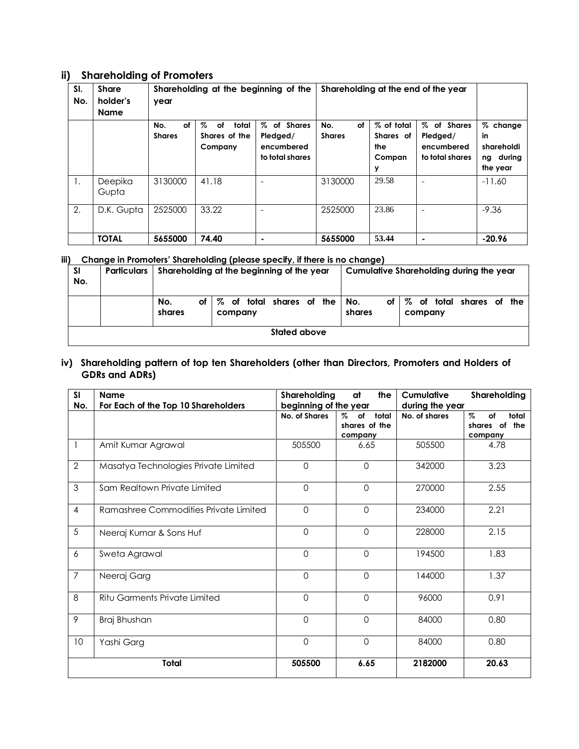## ii) Shareholding of Promoters

| Sl. No. | Share holder's Name | Shareholding at the beginning of the year | | | Shareholding at the end of the year | | | |
|---|---|---|---|---|---|---|---|---|
| | | No. of Shares | % of total Shares of the Company | % of Shares Pledged/ encumbered to total shares | No. of Shares | % of total Shares of the Company | % of Shares Pledged/ encumbered to total shares | % change in shareholding during the year |
| 1. | Deepika Gupta | 3130000 | 41.18 | - | 3130000 | 29.58 | - | -11.60 |
| 2. | D.K. Gupta | 2525000 | 33.22 | - | 2525000 | 23.86 | - | -9.36 |
| | **TOTAL** | **5655000** | **74.40** | **-** | **5655000** | **53.44** | **-** | **-20.96** |

## iii) Change in Promoters' Shareholding (please specify, if there is no change)

| Sl No. | Particulars | Shareholding at the beginning of the year | | Cumulative Shareholding during the year | |
|---|---|---|---|---|---|
| | | No. of shares | % of total shares of the company | No. of shares | % of total shares of the company |
| **Stated above** | | | | | |

## iv) Shareholding pattern of top ten Shareholders (other than Directors, Promoters and Holders of GDRs and ADRs)

| Sl No. | Name For Each of the Top 10 Shareholders | Shareholding at the beginning of the year | | Cumulative Shareholding during the year | |
|---|---|---|---|---|---|
| | | No. of Shares | % of total shares of the company | No. of shares | % of total shares of the company |
| 1 | Amit Kumar Agrawal | 505500 | 6.65 | 505500 | 4.78 |
| 2 | Masatya Technologies Private Limited | 0 | 0 | 342000 | 3.23 |
| 3 | Sam Realtown Private Limited | 0 | 0 | 270000 | 2.55 |
| 4 | Ramashree Commodities Private Limited | 0 | 0 | 234000 | 2.21 |
| 5 | Neeraj Kumar & Sons Huf | 0 | 0 | 228000 | 2.15 |
| 6 | Sweta Agrawal | 0 | 0 | 194500 | 1.83 |
| 7 | Neeraj Garg | 0 | 0 | 144000 | 1.37 |
| 8 | Ritu Garments Private Limited | 0 | 0 | 96000 | 0.91 |
| 9 | Braj Bhushan | 0 | 0 | 84000 | 0.80 |
| 10 | Yashi Garg | 0 | 0 | 84000 | 0.80 |
| **Total** | | **505500** | **6.65** | **2182000** | **20.63** |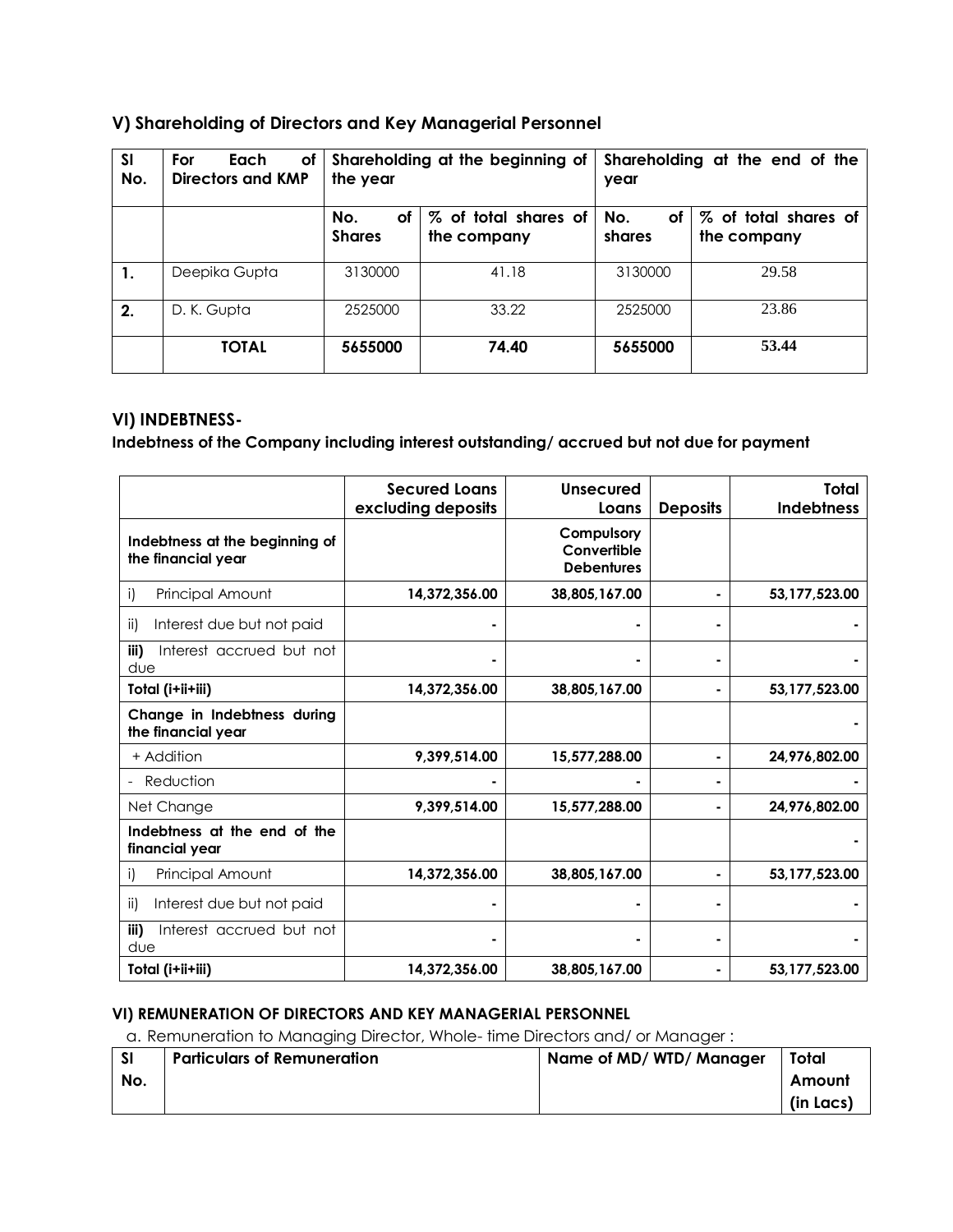## V) Shareholding of Directors and Key Managerial Personnel

| Sl No. | For Each of Directors and KMP | Shareholding at the beginning of the year | | Shareholding at the end of the year | |
|---|---|---|---|---|---|
| | | No. of Shares | % of total shares of the company | No. of shares | % of total shares of the company |
| **1.** | Deepika Gupta | 3130000 | 41.18 | 3130000 | 29.58 |
| **2.** | D. K. Gupta | 2525000 | 33.22 | 2525000 | 23.86 |
| | **TOTAL** | **5655000** | **74.40** | **5655000** | **53.44** |

## VI) INDEBTNESS-

**Indebtness of the Company including interest outstanding/ accrued but not due for payment**

| | Secured Loans excluding deposits | Unsecured Loans | Deposits | Total Indebtness |
|---|---|---|---|---|
| **Indebtness at the beginning of the financial year** | | **Compulsory Convertible Debentures** | | |
| i) Principal Amount | **14,372,356.00** | **38,805,167.00** | - | **53,177,523.00** |
| ii) Interest due but not paid | - | - | - | - |
| **iii)** Interest accrued but not due | - | - | - | - |
| **Total (i+ii+iii)** | **14,372,356.00** | **38,805,167.00** | - | **53,177,523.00** |
| **Change in Indebtness during the financial year** | | | | - |
| + Addition | **9,399,514.00** | **15,577,288.00** | - | **24,976,802.00** |
| - Reduction | - | - | - | - |
| Net Change | **9,399,514.00** | **15,577,288.00** | - | **24,976,802.00** |
| **Indebtness at the end of the financial year** | | | | - |
| i) Principal Amount | **14,372,356.00** | **38,805,167.00** | - | **53,177,523.00** |
| ii) Interest due but not paid | - | - | - | - |
| **iii)** Interest accrued but not due | - | - | - | - |
| **Total (i+ii+iii)** | **14,372,356.00** | **38,805,167.00** | - | **53,177,523.00** |

### VI) REMUNERATION OF DIRECTORS AND KEY MANAGERIAL PERSONNEL

a. Remuneration to Managing Director, Whole- time Directors and/ or Manager :

| Sl No. | Particulars of Remuneration | Name of MD/ WTD/ Manager | Total Amount (in Lacs) |
|---|---|---|---|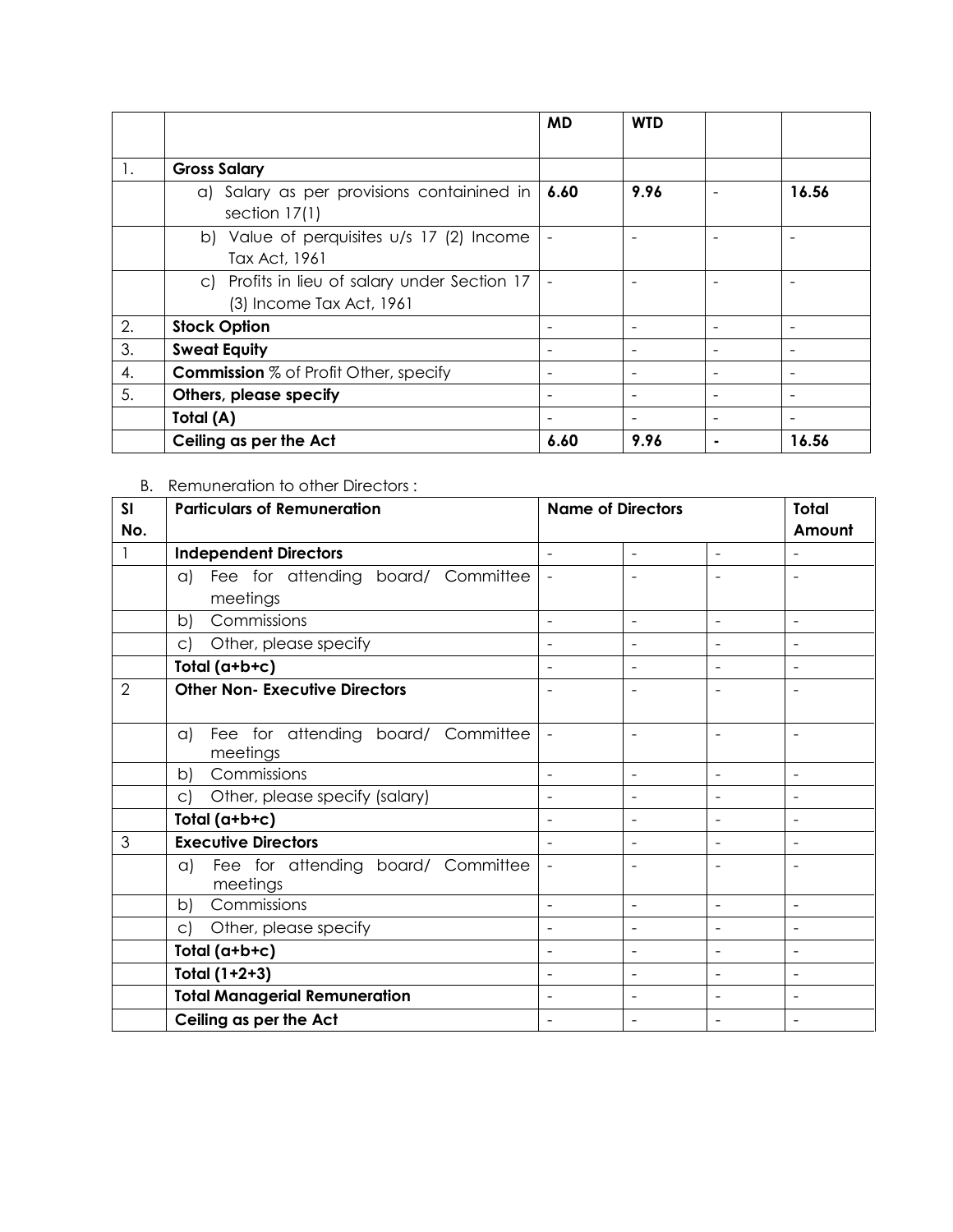| | | MD | WTD | | |
|---|---|---|---|---|---|
| 1. | **Gross Salary** | | | | |
| | a) Salary as per provisions contained in section 17(1) | **6.60** | **9.96** | - | **16.56** |
| | b) Value of perquisites u/s 17 (2) Income Tax Act, 1961 | - | - | - | - |
| | c) Profits in lieu of salary under Section 17 (3) Income Tax Act, 1961 | - | - | - | - |
| 2. | **Stock Option** | - | - | - | - |
| 3. | **Sweat Equity** | - | - | - | - |
| 4. | **Commission** % of Profit Other, specify | - | - | - | - |
| 5. | **Others, please specify** | - | - | - | - |
| | **Total (A)** | - | - | - | - |
| | **Ceiling as per the Act** | **6.60** | **9.96** | **-** | **16.56** |

B. Remuneration to other Directors :

| Sl No. | Particulars of Remuneration | Name of Directors | | | Total Amount |
|---|---|---|---|---|---|
| 1 | **Independent Directors** | - | - | - | - |
| | a) Fee for attending board/ Committee meetings | - | - | - | - |
| | b) Commissions | - | - | - | - |
| | c) Other, please specify | - | - | - | - |
| | **Total (a+b+c)** | - | - | - | - |
| 2 | **Other Non- Executive Directors** | - | - | - | - |
| | a) Fee for attending board/ Committee meetings | - | - | - | - |
| | b) Commissions | - | - | - | - |
| | c) Other, please specify (salary) | - | - | - | - |
| | **Total (a+b+c)** | - | - | - | - |
| 3 | **Executive Directors** | - | - | - | - |
| | a) Fee for attending board/ Committee meetings | - | - | - | - |
| | b) Commissions | - | - | - | - |
| | c) Other, please specify | - | - | - | - |
| | **Total (a+b+c)** | - | - | - | - |
| | **Total (1+2+3)** | - | - | - | - |
| | **Total Managerial Remuneration** | - | - | - | - |
| | **Ceiling as per the Act** | - | - | - | - |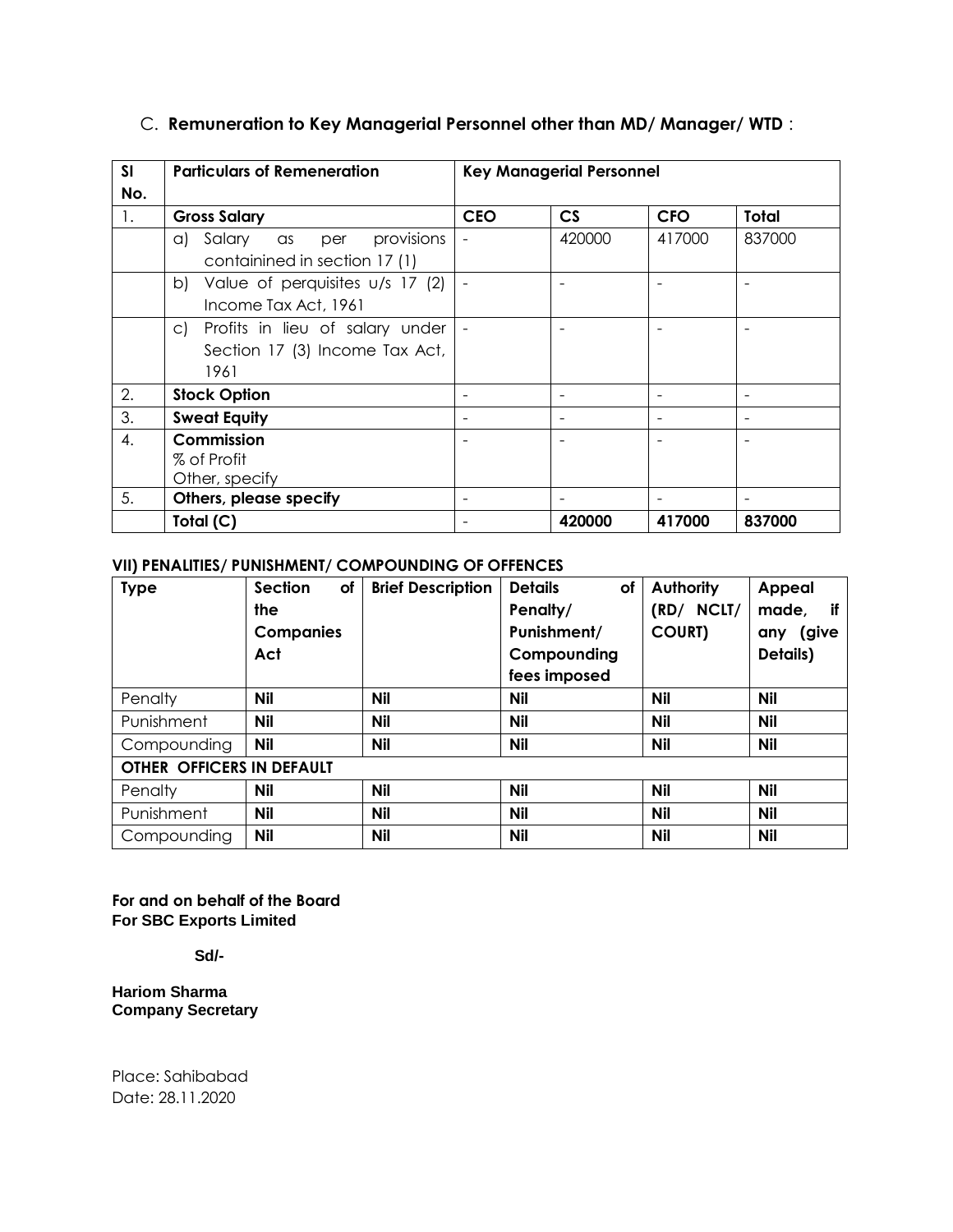## C. Remuneration to Key Managerial Personnel other than MD/ Manager/ WTD :

| Sl No. | Particulars of Remeneration | Key Managerial Personnel | | | |
|---|---|---|---|---|---|
| 1. | **Gross Salary** | **CEO** | **CS** | **CFO** | **Total** |
| | a) Salary as per provisions containined in section 17 (1) | - | 420000 | 417000 | 837000 |
| | b) Value of perquisites u/s 17 (2) Income Tax Act, 1961 | - | - | - | - |
| | c) Profits in lieu of salary under Section 17 (3) Income Tax Act, 1961 | - | - | - | - |
| 2. | **Stock Option** | - | - | - | - |
| 3. | **Sweat Equity** | - | - | - | - |
| 4. | **Commission**<br>% of Profit<br>Other, specify | - | - | - | - |
| 5. | **Others, please specify** | - | - | - | - |
| | **Total (C)** | - | **420000** | **417000** | **837000** |

**VII) PENALITIES/ PUNISHMENT/ COMPOUNDING OF OFFENCES**

| Type | Section of the Companies Act | Brief Description | Details of Penalty/ Punishment/ Compounding fees imposed | Authority (RD/ NCLT/ COURT) | Appeal made, if any (give Details) |
|---|---|---|---|---|---|
| Penalty | **Nil** | **Nil** | **Nil** | **Nil** | **Nil** |
| Punishment | **Nil** | **Nil** | **Nil** | **Nil** | **Nil** |
| Compounding | **Nil** | **Nil** | **Nil** | **Nil** | **Nil** |
| **OTHER OFFICERS IN DEFAULT** | | | | | |
| Penalty | **Nil** | **Nil** | **Nil** | **Nil** | **Nil** |
| Punishment | **Nil** | **Nil** | **Nil** | **Nil** | **Nil** |
| Compounding | **Nil** | **Nil** | **Nil** | **Nil** | **Nil** |

**For and on behalf of the Board**
**For SBC Exports Limited**

**Sd/-**

**Hariom Sharma**
**Company Secretary**

Place: Sahibabad
Date: 28.11.2020